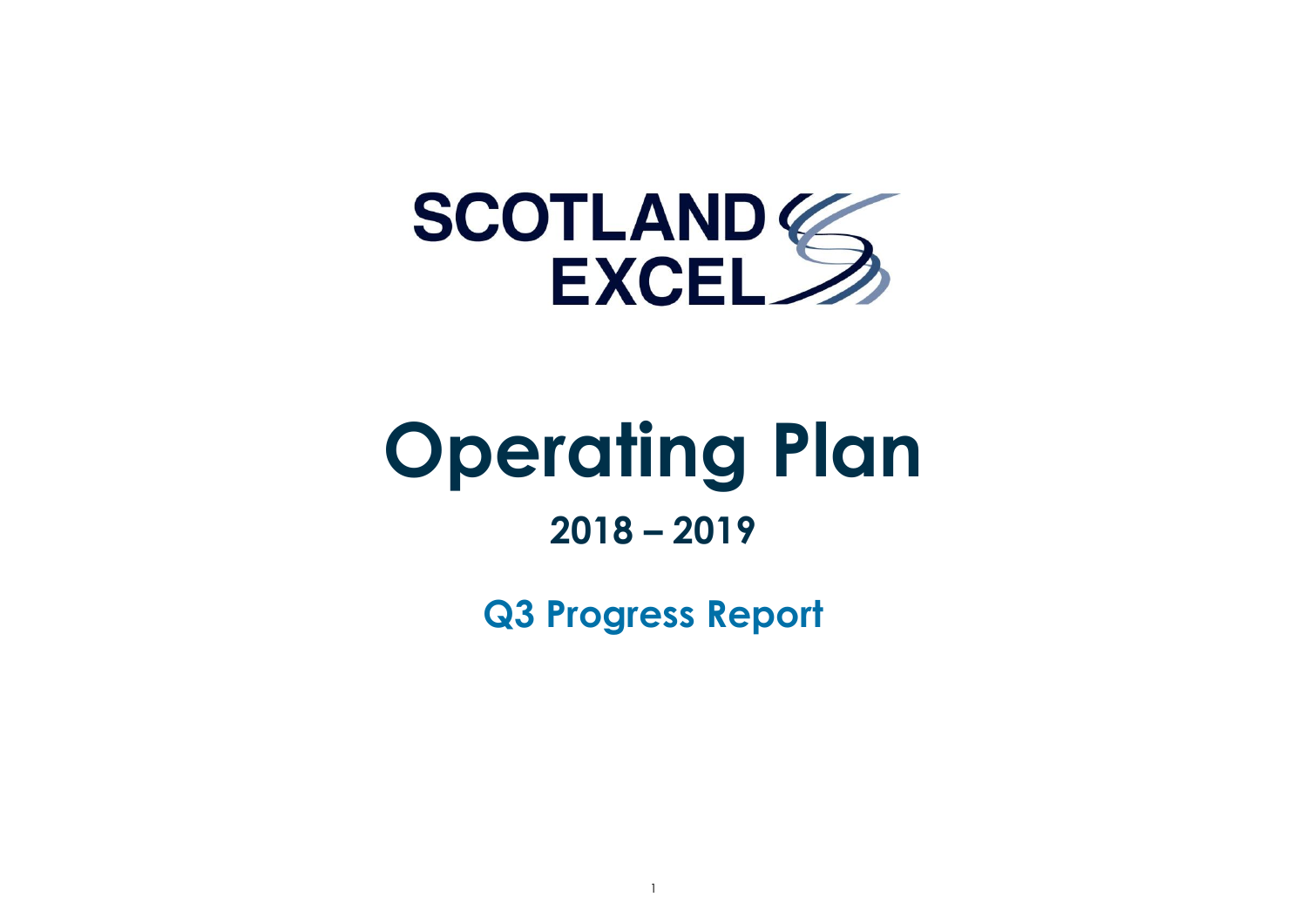SCOTLAND EXCEL

# Operating Plan

## 2018 – 2019

### Q3 Progress Report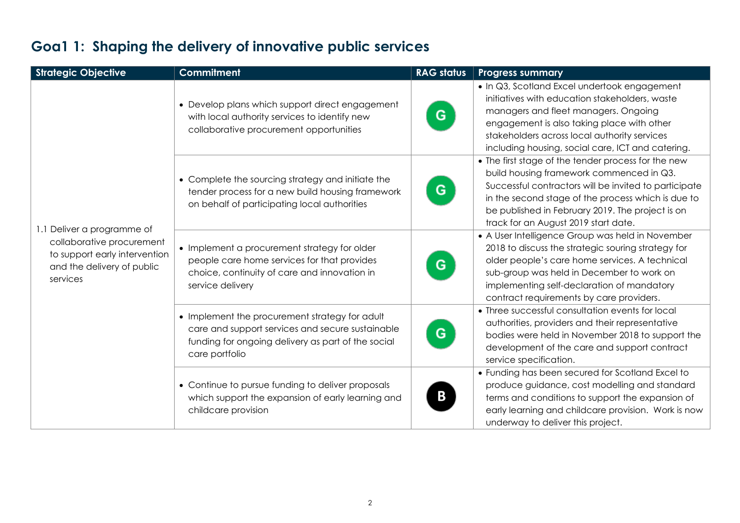## Goa1 1: Shaping the delivery of innovative public services

| Strategic Objective | Commitment | RAG status | Progress summary |
|---|---|---|---|
| 1.1 Deliver a programme of collaborative procurement to support early intervention and the delivery of public services | • Develop plans which support direct engagement with local authority services to identify new collaborative procurement opportunities | G | • In Q3, Scotland Excel undertook engagement initiatives with education stakeholders, waste managers and fleet managers. Ongoing engagement is also taking place with other stakeholders across local authority services including housing, social care, ICT and catering. |
| | • Complete the sourcing strategy and initiate the tender process for a new build housing framework on behalf of participating local authorities | G | • The first stage of the tender process for the new build housing framework commenced in Q3. Successful contractors will be invited to participate in the second stage of the process which is due to be published in February 2019. The project is on track for an August 2019 start date. |
| | • Implement a procurement strategy for older people care home services for that provides choice, continuity of care and innovation in service delivery | G | • A User Intelligence Group was held in November 2018 to discuss the strategic souring strategy for older people's care home services. A technical sub-group was held in December to work on implementing self-declaration of mandatory contract requirements by care providers. |
| | • Implement the procurement strategy for adult care and support services and secure sustainable funding for ongoing delivery as part of the social care portfolio | G | • Three successful consultation events for local authorities, providers and their representative bodies were held in November 2018 to support the development of the care and support contract service specification. |
| | • Continue to pursue funding to deliver proposals which support the expansion of early learning and childcare provision | B | • Funding has been secured for Scotland Excel to produce guidance, cost modelling and standard terms and conditions to support the expansion of early learning and childcare provision. Work is now underway to deliver this project. |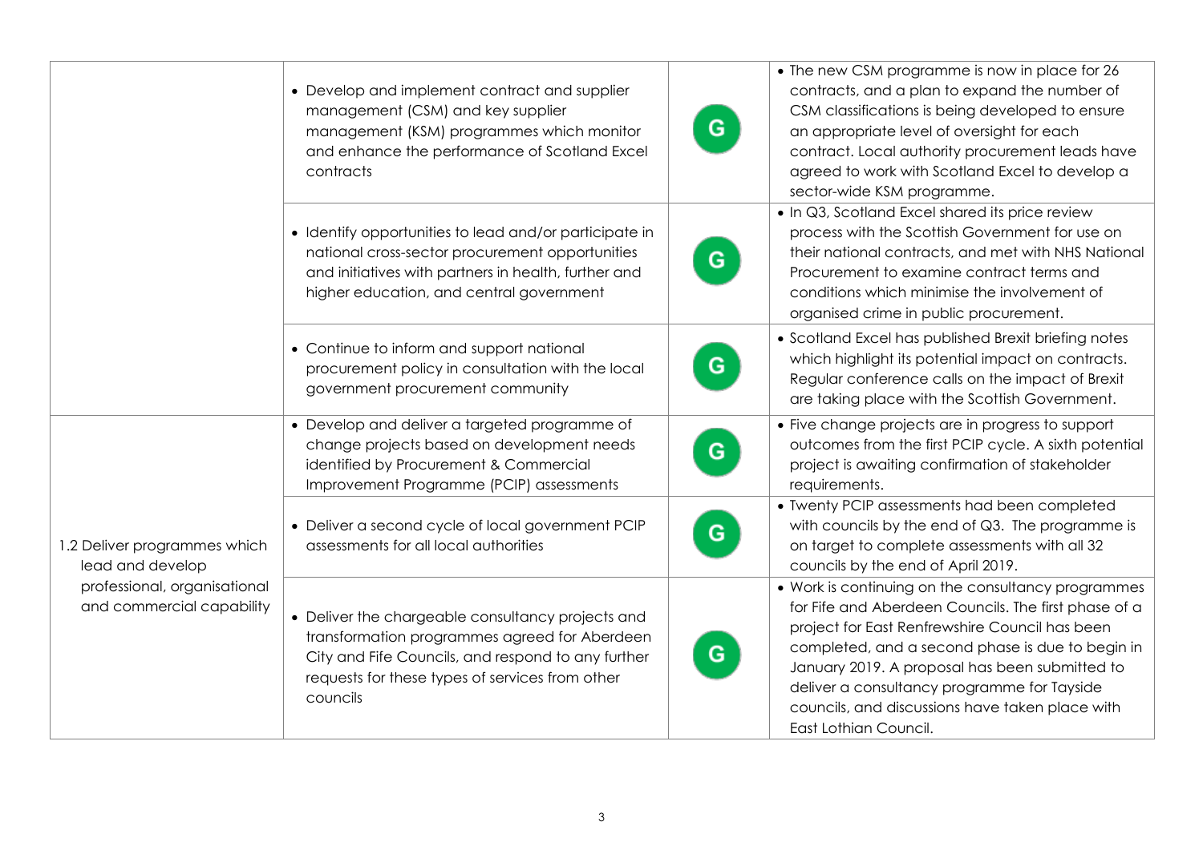| | | | |
|---|---|---|---|
| | • Develop and implement contract and supplier management (CSM) and key supplier management (KSM) programmes which monitor and enhance the performance of Scotland Excel contracts | G | • The new CSM programme is now in place for 26 contracts, and a plan to expand the number of CSM classifications is being developed to ensure an appropriate level of oversight for each contract. Local authority procurement leads have agreed to work with Scotland Excel to develop a sector-wide KSM programme. |
| | • Identify opportunities to lead and/or participate in national cross-sector procurement opportunities and initiatives with partners in health, further and higher education, and central government | G | • In Q3, Scotland Excel shared its price review process with the Scottish Government for use on their national contracts, and met with NHS National Procurement to examine contract terms and conditions which minimise the involvement of organised crime in public procurement. |
| | • Continue to inform and support national procurement policy in consultation with the local government procurement community | G | • Scotland Excel has published Brexit briefing notes which highlight its potential impact on contracts. Regular conference calls on the impact of Brexit are taking place with the Scottish Government. |
| 1.2 Deliver programmes which lead and develop professional, organisational and commercial capability | • Develop and deliver a targeted programme of change projects based on development needs identified by Procurement & Commercial Improvement Programme (PCIP) assessments | G | • Five change projects are in progress to support outcomes from the first PCIP cycle. A sixth potential project is awaiting confirmation of stakeholder requirements. |
| | • Deliver a second cycle of local government PCIP assessments for all local authorities | G | • Twenty PCIP assessments had been completed with councils by the end of Q3. The programme is on target to complete assessments with all 32 councils by the end of April 2019. |
| | • Deliver the chargeable consultancy projects and transformation programmes agreed for Aberdeen City and Fife Councils, and respond to any further requests for these types of services from other councils | G | • Work is continuing on the consultancy programmes for Fife and Aberdeen Councils. The first phase of a project for East Renfrewshire Council has been completed, and a second phase is due to begin in January 2019. A proposal has been submitted to deliver a consultancy programme for Tayside councils, and discussions have taken place with East Lothian Council. |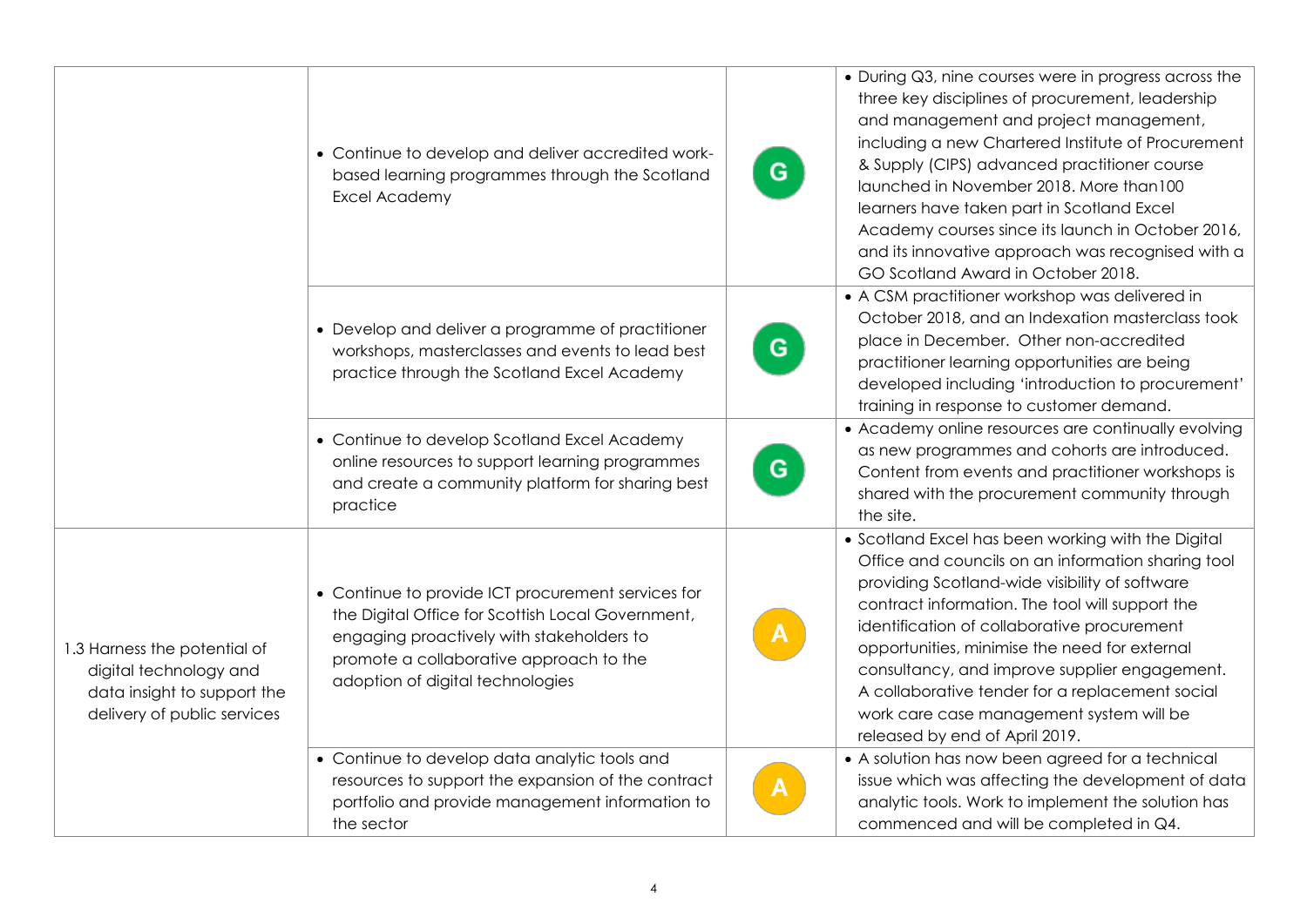| | | | |
|---|---|---|---|
| | • Continue to develop and deliver accredited work-based learning programmes through the Scotland Excel Academy | G | • During Q3, nine courses were in progress across the three key disciplines of procurement, leadership and management and project management, including a new Chartered Institute of Procurement & Supply (CIPS) advanced practitioner course launched in November 2018. More than100 learners have taken part in Scotland Excel Academy courses since its launch in October 2016, and its innovative approach was recognised with a GO Scotland Award in October 2018. |
| | • Develop and deliver a programme of practitioner workshops, masterclasses and events to lead best practice through the Scotland Excel Academy | G | • A CSM practitioner workshop was delivered in October 2018, and an Indexation masterclass took place in December. Other non-accredited practitioner learning opportunities are being developed including 'introduction to procurement' training in response to customer demand. |
| | • Continue to develop Scotland Excel Academy online resources to support learning programmes and create a community platform for sharing best practice | G | • Academy online resources are continually evolving as new programmes and cohorts are introduced. Content from events and practitioner workshops is shared with the procurement community through the site. |
| 1.3 Harness the potential of digital technology and data insight to support the delivery of public services | • Continue to provide ICT procurement services for the Digital Office for Scottish Local Government, engaging proactively with stakeholders to promote a collaborative approach to the adoption of digital technologies | A | • Scotland Excel has been working with the Digital Office and councils on an information sharing tool providing Scotland-wide visibility of software contract information. The tool will support the identification of collaborative procurement opportunities, minimise the need for external consultancy, and improve supplier engagement. A collaborative tender for a replacement social work care case management system will be released by end of April 2019. |
| | • Continue to develop data analytic tools and resources to support the expansion of the contract portfolio and provide management information to the sector | A | • A solution has now been agreed for a technical issue which was affecting the development of data analytic tools. Work to implement the solution has commenced and will be completed in Q4. |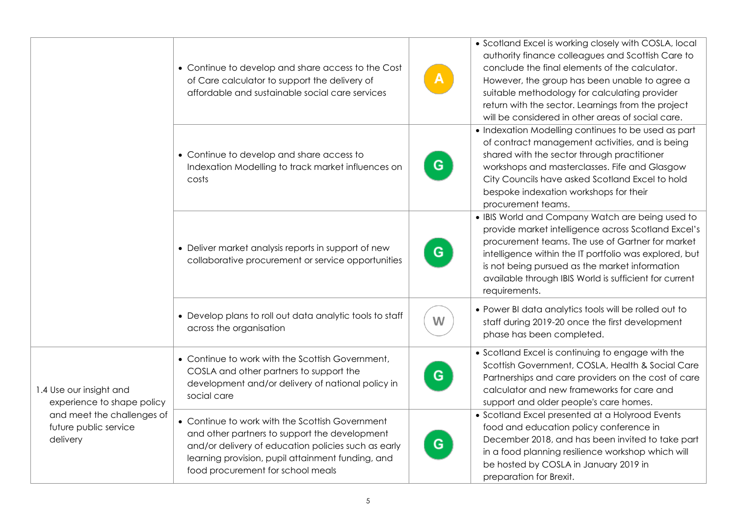| | | | |
|---|---|---|---|
| | • Continue to develop and share access to the Cost of Care calculator to support the delivery of affordable and sustainable social care services | A | • Scotland Excel is working closely with COSLA, local authority finance colleagues and Scottish Care to conclude the final elements of the calculator. However, the group has been unable to agree a suitable methodology for calculating provider return with the sector. Learnings from the project will be considered in other areas of social care. |
| | • Continue to develop and share access to Indexation Modelling to track market influences on costs | G | • Indexation Modelling continues to be used as part of contract management activities, and is being shared with the sector through practitioner workshops and masterclasses. Fife and Glasgow City Councils have asked Scotland Excel to hold bespoke indexation workshops for their procurement teams. |
| | • Deliver market analysis reports in support of new collaborative procurement or service opportunities | G | • IBIS World and Company Watch are being used to provide market intelligence across Scotland Excel's procurement teams. The use of Gartner for market intelligence within the IT portfolio was explored, but is not being pursued as the market information available through IBIS World is sufficient for current requirements. |
| | • Develop plans to roll out data analytic tools to staff across the organisation | W | • Power BI data analytics tools will be rolled out to staff during 2019-20 once the first development phase has been completed. |
| 1.4 Use our insight and experience to shape policy and meet the challenges of future public service delivery | • Continue to work with the Scottish Government, COSLA and other partners to support the development and/or delivery of national policy in social care | G | • Scotland Excel is continuing to engage with the Scottish Government, COSLA, Health & Social Care Partnerships and care providers on the cost of care calculator and new frameworks for care and support and older people's care homes. |
| | • Continue to work with the Scottish Government and other partners to support the development and/or delivery of education policies such as early learning provision, pupil attainment funding, and food procurement for school meals | G | • Scotland Excel presented at a Holyrood Events food and education policy conference in December 2018, and has been invited to take part in a food planning resilience workshop which will be hosted by COSLA in January 2019 in preparation for Brexit. |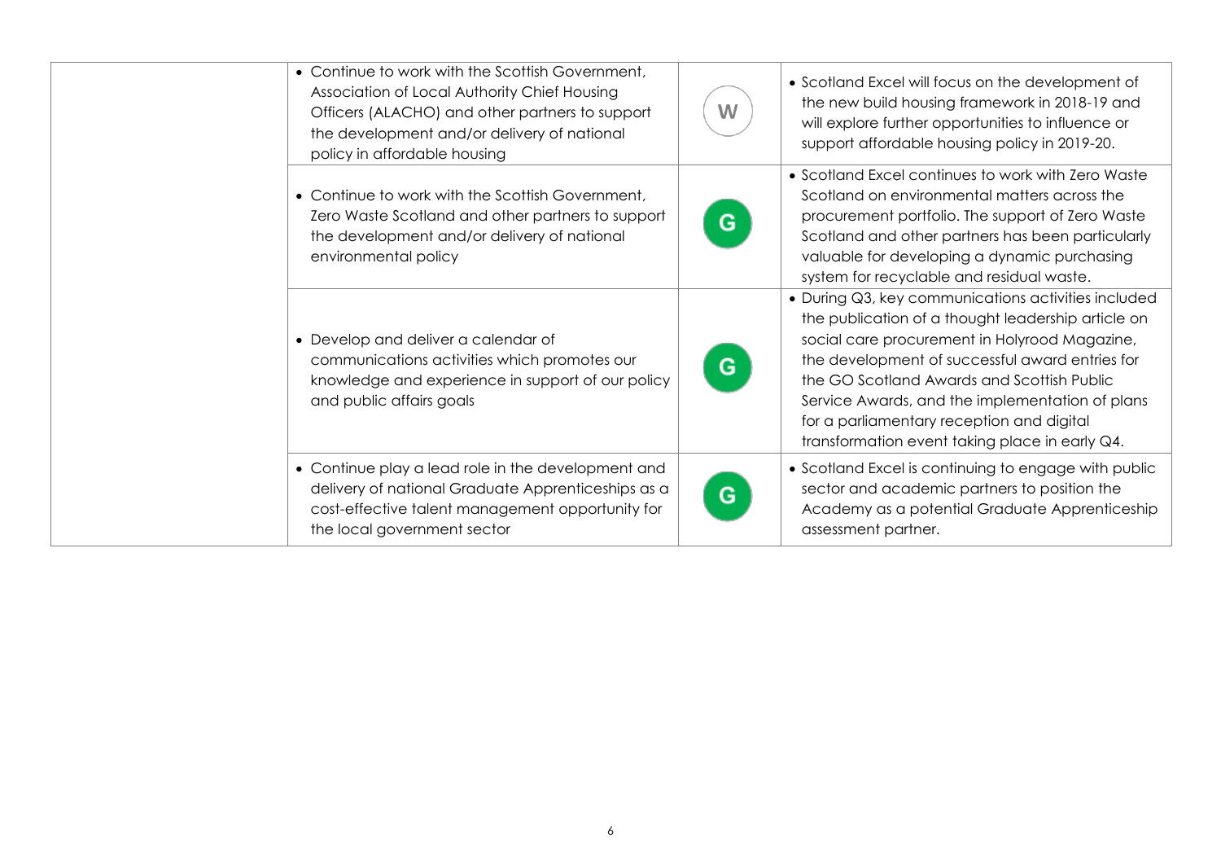| | | | |
|---|---|---|---|
| | • Continue to work with the Scottish Government, Association of Local Authority Chief Housing Officers (ALACHO) and other partners to support the development and/or delivery of national policy in affordable housing | W | • Scotland Excel will focus on the development of the new build housing framework in 2018-19 and will explore further opportunities to influence or support affordable housing policy in 2019-20. |
| | • Continue to work with the Scottish Government, Zero Waste Scotland and other partners to support the development and/or delivery of national environmental policy | G | • Scotland Excel continues to work with Zero Waste Scotland on environmental matters across the procurement portfolio. The support of Zero Waste Scotland and other partners has been particularly valuable for developing a dynamic purchasing system for recyclable and residual waste. |
| | • Develop and deliver a calendar of communications activities which promotes our knowledge and experience in support of our policy and public affairs goals | G | • During Q3, key communications activities included the publication of a thought leadership article on social care procurement in Holyrood Magazine, the development of successful award entries for the GO Scotland Awards and Scottish Public Service Awards, and the implementation of plans for a parliamentary reception and digital transformation event taking place in early Q4. |
| | • Continue play a lead role in the development and delivery of national Graduate Apprenticeships as a cost-effective talent management opportunity for the local government sector | G | • Scotland Excel is continuing to engage with public sector and academic partners to position the Academy as a potential Graduate Apprenticeship assessment partner. |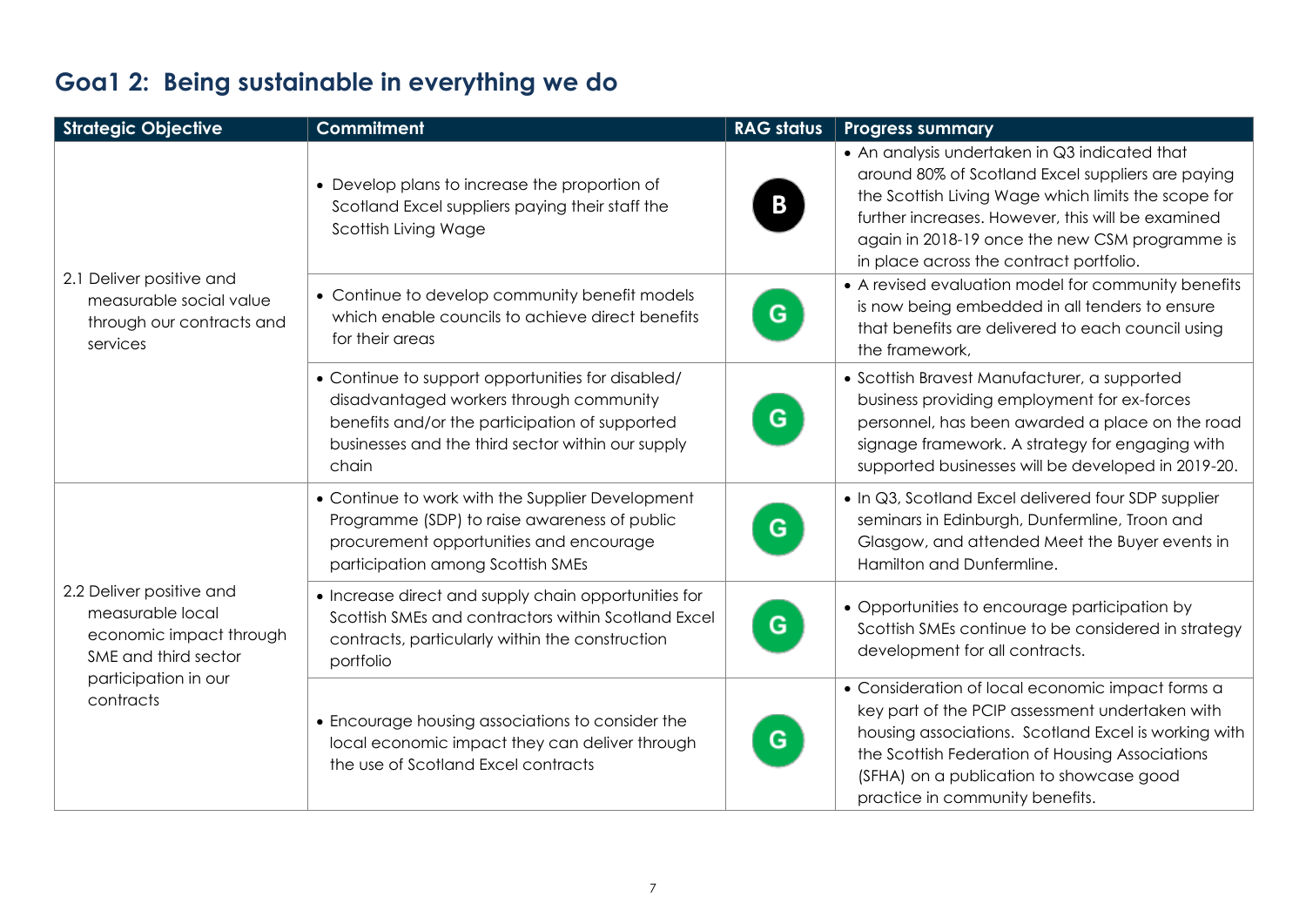## Goa1 2: Being sustainable in everything we do

| Strategic Objective | Commitment | RAG status | Progress summary |
|---|---|---|---|
| 2.1 Deliver positive and measurable social value through our contracts and services | • Develop plans to increase the proportion of Scotland Excel suppliers paying their staff the Scottish Living Wage | B | • An analysis undertaken in Q3 indicated that around 80% of Scotland Excel suppliers are paying the Scottish Living Wage which limits the scope for further increases. However, this will be examined again in 2018-19 once the new CSM programme is in place across the contract portfolio. |
| | • Continue to develop community benefit models which enable councils to achieve direct benefits for their areas | G | • A revised evaluation model for community benefits is now being embedded in all tenders to ensure that benefits are delivered to each council using the framework, |
| | • Continue to support opportunities for disabled/ disadvantaged workers through community benefits and/or the participation of supported businesses and the third sector within our supply chain | G | • Scottish Bravest Manufacturer, a supported business providing employment for ex-forces personnel, has been awarded a place on the road signage framework. A strategy for engaging with supported businesses will be developed in 2019-20. |
| 2.2 Deliver positive and measurable local economic impact through SME and third sector participation in our contracts | • Continue to work with the Supplier Development Programme (SDP) to raise awareness of public procurement opportunities and encourage participation among Scottish SMEs | G | • In Q3, Scotland Excel delivered four SDP supplier seminars in Edinburgh, Dunfermline, Troon and Glasgow, and attended Meet the Buyer events in Hamilton and Dunfermline. |
| | • Increase direct and supply chain opportunities for Scottish SMEs and contractors within Scotland Excel contracts, particularly within the construction portfolio | G | • Opportunities to encourage participation by Scottish SMEs continue to be considered in strategy development for all contracts. |
| | • Encourage housing associations to consider the local economic impact they can deliver through the use of Scotland Excel contracts | G | • Consideration of local economic impact forms a key part of the PCIP assessment undertaken with housing associations. Scotland Excel is working with the Scottish Federation of Housing Associations (SFHA) on a publication to showcase good practice in community benefits. |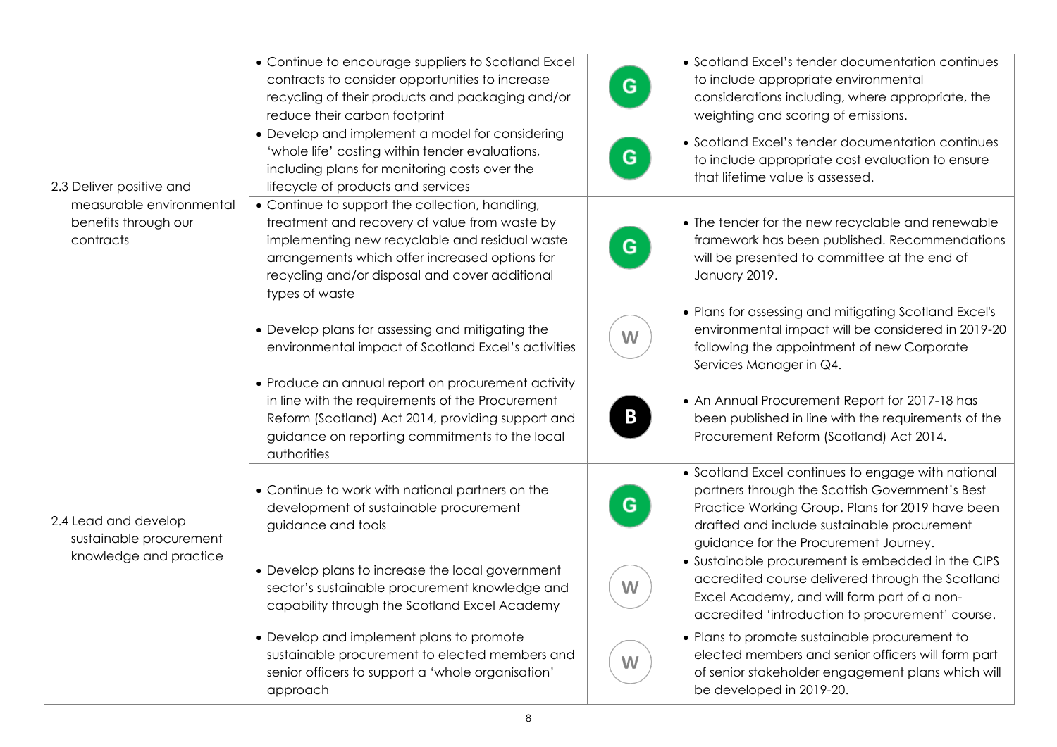| | | | |
|---|---|---|---|
| 2.3 Deliver positive and measurable environmental benefits through our contracts | • Continue to encourage suppliers to Scotland Excel contracts to consider opportunities to increase recycling of their products and packaging and/or reduce their carbon footprint | G | • Scotland Excel's tender documentation continues to include appropriate environmental considerations including, where appropriate, the weighting and scoring of emissions. |
| | • Develop and implement a model for considering 'whole life' costing within tender evaluations, including plans for monitoring costs over the lifecycle of products and services | G | • Scotland Excel's tender documentation continues to include appropriate cost evaluation to ensure that lifetime value is assessed. |
| | • Continue to support the collection, handling, treatment and recovery of value from waste by implementing new recyclable and residual waste arrangements which offer increased options for recycling and/or disposal and cover additional types of waste | G | • The tender for the new recyclable and renewable framework has been published. Recommendations will be presented to committee at the end of January 2019. |
| | • Develop plans for assessing and mitigating the environmental impact of Scotland Excel's activities | W | • Plans for assessing and mitigating Scotland Excel's environmental impact will be considered in 2019-20 following the appointment of new Corporate Services Manager in Q4. |
| 2.4 Lead and develop sustainable procurement knowledge and practice | • Produce an annual report on procurement activity in line with the requirements of the Procurement Reform (Scotland) Act 2014, providing support and guidance on reporting commitments to the local authorities | B | • An Annual Procurement Report for 2017-18 has been published in line with the requirements of the Procurement Reform (Scotland) Act 2014. |
| | • Continue to work with national partners on the development of sustainable procurement guidance and tools | G | • Scotland Excel continues to engage with national partners through the Scottish Government's Best Practice Working Group. Plans for 2019 have been drafted and include sustainable procurement guidance for the Procurement Journey. |
| | • Develop plans to increase the local government sector's sustainable procurement knowledge and capability through the Scotland Excel Academy | W | • Sustainable procurement is embedded in the CIPS accredited course delivered through the Scotland Excel Academy, and will form part of a non-accredited 'introduction to procurement' course. |
| | • Develop and implement plans to promote sustainable procurement to elected members and senior officers to support a 'whole organisation' approach | W | • Plans to promote sustainable procurement to elected members and senior officers will form part of senior stakeholder engagement plans which will be developed in 2019-20. |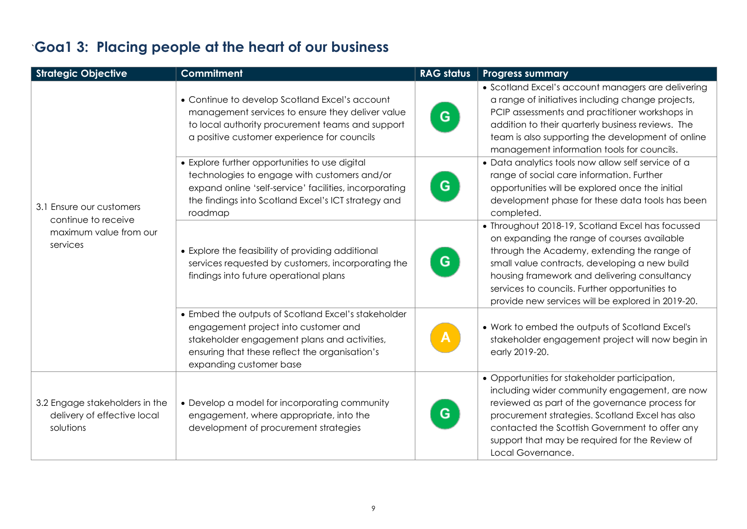## `Goa1 3: Placing people at the heart of our business

| Strategic Objective | Commitment | RAG status | Progress summary |
|---|---|---|---|
| 3.1 Ensure our customers continue to receive maximum value from our services | • Continue to develop Scotland Excel's account management services to ensure they deliver value to local authority procurement teams and support a positive customer experience for councils | G | • Scotland Excel's account managers are delivering a range of initiatives including change projects, PCIP assessments and practitioner workshops in addition to their quarterly business reviews. The team is also supporting the development of online management information tools for councils. |
| | • Explore further opportunities to use digital technologies to engage with customers and/or expand online 'self-service' facilities, incorporating the findings into Scotland Excel's ICT strategy and roadmap | G | • Data analytics tools now allow self service of a range of social care information. Further opportunities will be explored once the initial development phase for these data tools has been completed. |
| | • Explore the feasibility of providing additional services requested by customers, incorporating the findings into future operational plans | G | • Throughout 2018-19, Scotland Excel has focussed on expanding the range of courses available through the Academy, extending the range of small value contracts, developing a new build housing framework and delivering consultancy services to councils. Further opportunities to provide new services will be explored in 2019-20. |
| | • Embed the outputs of Scotland Excel's stakeholder engagement project into customer and stakeholder engagement plans and activities, ensuring that these reflect the organisation's expanding customer base | A | • Work to embed the outputs of Scotland Excel's stakeholder engagement project will now begin in early 2019-20. |
| 3.2 Engage stakeholders in the delivery of effective local solutions | • Develop a model for incorporating community engagement, where appropriate, into the development of procurement strategies | G | • Opportunities for stakeholder participation, including wider community engagement, are now reviewed as part of the governance process for procurement strategies. Scotland Excel has also contacted the Scottish Government to offer any support that may be required for the Review of Local Governance. |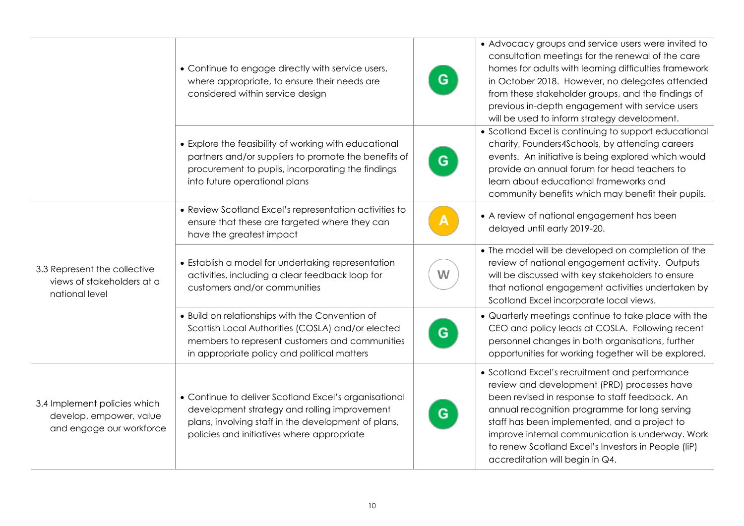| | | | |
|---|---|---|---|
| | • Continue to engage directly with service users, where appropriate, to ensure their needs are considered within service design | G | • Advocacy groups and service users were invited to consultation meetings for the renewal of the care homes for adults with learning difficulties framework in October 2018. However, no delegates attended from these stakeholder groups, and the findings of previous in-depth engagement with service users will be used to inform strategy development. |
| | • Explore the feasibility of working with educational partners and/or suppliers to promote the benefits of procurement to pupils, incorporating the findings into future operational plans | G | • Scotland Excel is continuing to support educational charity, Founders4Schools, by attending careers events. An initiative is being explored which would provide an annual forum for head teachers to learn about educational frameworks and community benefits which may benefit their pupils. |
| 3.3 Represent the collective views of stakeholders at a national level | • Review Scotland Excel's representation activities to ensure that these are targeted where they can have the greatest impact | A | • A review of national engagement has been delayed until early 2019-20. |
| | • Establish a model for undertaking representation activities, including a clear feedback loop for customers and/or communities | W | • The model will be developed on completion of the review of national engagement activity. Outputs will be discussed with key stakeholders to ensure that national engagement activities undertaken by Scotland Excel incorporate local views. |
| | • Build on relationships with the Convention of Scottish Local Authorities (COSLA) and/or elected members to represent customers and communities in appropriate policy and political matters | G | • Quarterly meetings continue to take place with the CEO and policy leads at COSLA. Following recent personnel changes in both organisations, further opportunities for working together will be explored. |
| 3.4 Implement policies which develop, empower, value and engage our workforce | • Continue to deliver Scotland Excel's organisational development strategy and rolling improvement plans, involving staff in the development of plans, policies and initiatives where appropriate | G | • Scotland Excel's recruitment and performance review and development (PRD) processes have been revised in response to staff feedback. An annual recognition programme for long serving staff has been implemented, and a project to improve internal communication is underway. Work to renew Scotland Excel's Investors in People (IiP) accreditation will begin in Q4. |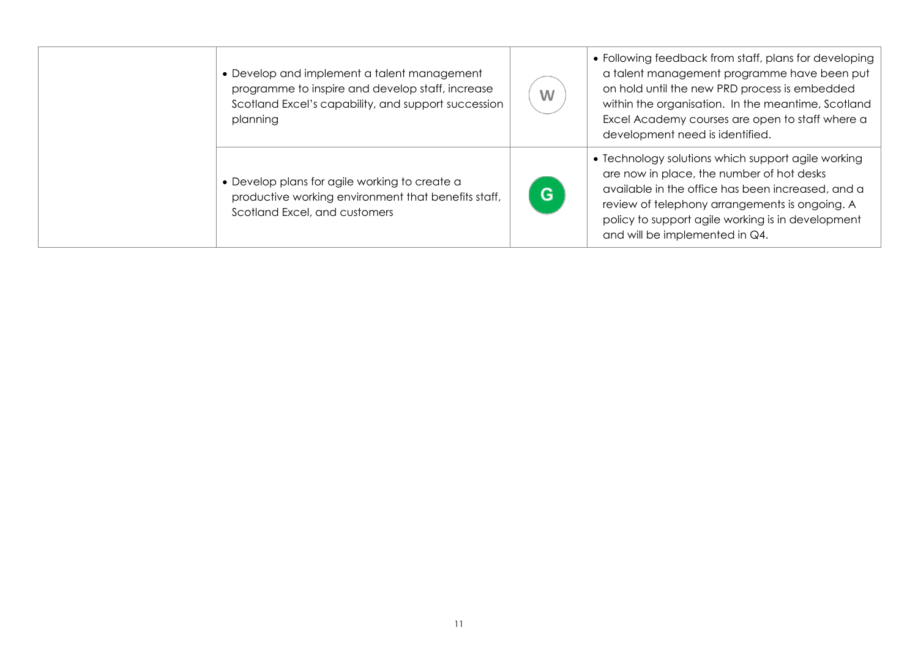| | | | |
|---|---|---|---|
| | • Develop and implement a talent management programme to inspire and develop staff, increase Scotland Excel's capability, and support succession planning | W | • Following feedback from staff, plans for developing a talent management programme have been put on hold until the new PRD process is embedded within the organisation. In the meantime, Scotland Excel Academy courses are open to staff where a development need is identified. |
| | • Develop plans for agile working to create a productive working environment that benefits staff, Scotland Excel, and customers | G | • Technology solutions which support agile working are now in place, the number of hot desks available in the office has been increased, and a review of telephony arrangements is ongoing. A policy to support agile working is in development and will be implemented in Q4. |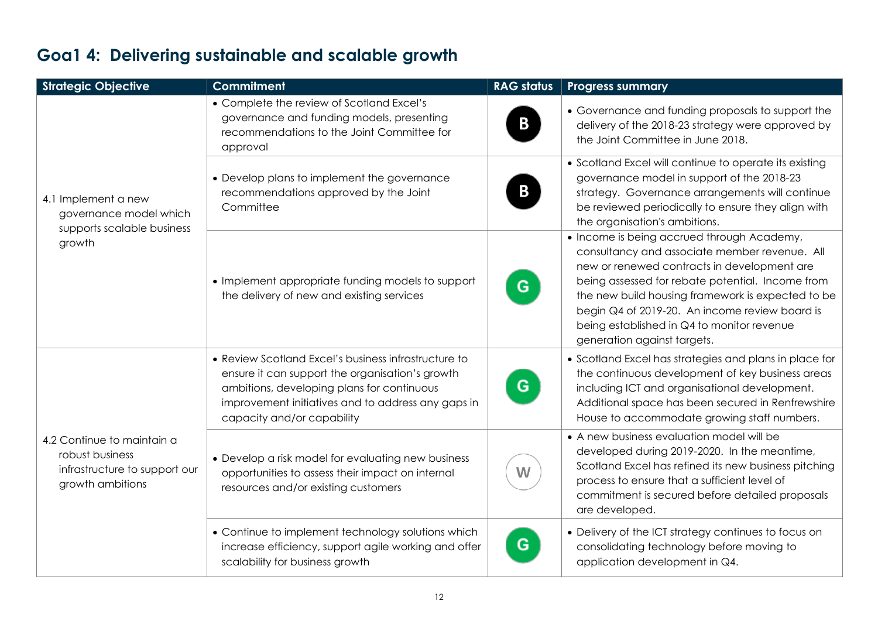## Goa1 4: Delivering sustainable and scalable growth

| Strategic Objective | Commitment | RAG status | Progress summary |
|---|---|---|---|
| 4.1 Implement a new governance model which supports scalable business growth | • Complete the review of Scotland Excel's governance and funding models, presenting recommendations to the Joint Committee for approval | B | • Governance and funding proposals to support the delivery of the 2018-23 strategy were approved by the Joint Committee in June 2018. |
| | • Develop plans to implement the governance recommendations approved by the Joint Committee | B | • Scotland Excel will continue to operate its existing governance model in support of the 2018-23 strategy. Governance arrangements will continue be reviewed periodically to ensure they align with the organisation's ambitions. |
| | • Implement appropriate funding models to support the delivery of new and existing services | G | • Income is being accrued through Academy, consultancy and associate member revenue. All new or renewed contracts in development are being assessed for rebate potential. Income from the new build housing framework is expected to be begin Q4 of 2019-20. An income review board is being established in Q4 to monitor revenue generation against targets. |
| 4.2 Continue to maintain a robust business infrastructure to support our growth ambitions | • Review Scotland Excel's business infrastructure to ensure it can support the organisation's growth ambitions, developing plans for continuous improvement initiatives and to address any gaps in capacity and/or capability | G | • Scotland Excel has strategies and plans in place for the continuous development of key business areas including ICT and organisational development. Additional space has been secured in Renfrewshire House to accommodate growing staff numbers. |
| | • Develop a risk model for evaluating new business opportunities to assess their impact on internal resources and/or existing customers | W | • A new business evaluation model will be developed during 2019-2020. In the meantime, Scotland Excel has refined its new business pitching process to ensure that a sufficient level of commitment is secured before detailed proposals are developed. |
| | • Continue to implement technology solutions which increase efficiency, support agile working and offer scalability for business growth | G | • Delivery of the ICT strategy continues to focus on consolidating technology before moving to application development in Q4. |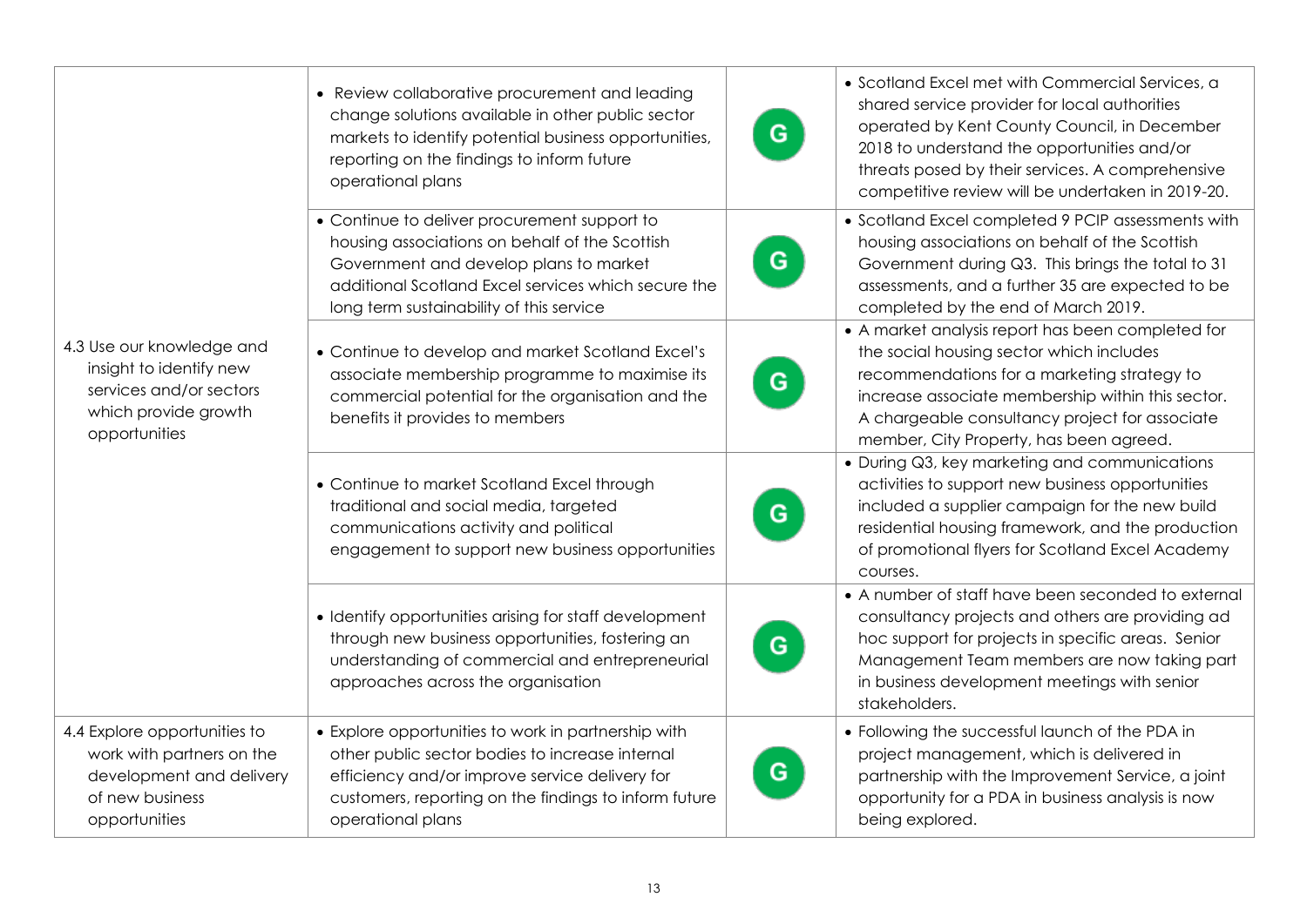| | | | |
|---|---|---|---|
| 4.3 Use our knowledge and insight to identify new services and/or sectors which provide growth opportunities | • Review collaborative procurement and leading change solutions available in other public sector markets to identify potential business opportunities, reporting on the findings to inform future operational plans | G | • Scotland Excel met with Commercial Services, a shared service provider for local authorities operated by Kent County Council, in December 2018 to understand the opportunities and/or threats posed by their services. A comprehensive competitive review will be undertaken in 2019-20. |
| | • Continue to deliver procurement support to housing associations on behalf of the Scottish Government and develop plans to market additional Scotland Excel services which secure the long term sustainability of this service | G | • Scotland Excel completed 9 PCIP assessments with housing associations on behalf of the Scottish Government during Q3. This brings the total to 31 assessments, and a further 35 are expected to be completed by the end of March 2019. |
| | • Continue to develop and market Scotland Excel's associate membership programme to maximise its commercial potential for the organisation and the benefits it provides to members | G | • A market analysis report has been completed for the social housing sector which includes recommendations for a marketing strategy to increase associate membership within this sector. A chargeable consultancy project for associate member, City Property, has been agreed. |
| | • Continue to market Scotland Excel through traditional and social media, targeted communications activity and political engagement to support new business opportunities | G | • During Q3, key marketing and communications activities to support new business opportunities included a supplier campaign for the new build residential housing framework, and the production of promotional flyers for Scotland Excel Academy courses. |
| | • Identify opportunities arising for staff development through new business opportunities, fostering an understanding of commercial and entrepreneurial approaches across the organisation | G | • A number of staff have been seconded to external consultancy projects and others are providing ad hoc support for projects in specific areas. Senior Management Team members are now taking part in business development meetings with senior stakeholders. |
| 4.4 Explore opportunities to work with partners on the development and delivery of new business opportunities | • Explore opportunities to work in partnership with other public sector bodies to increase internal efficiency and/or improve service delivery for customers, reporting on the findings to inform future operational plans | G | • Following the successful launch of the PDA in project management, which is delivered in partnership with the Improvement Service, a joint opportunity for a PDA in business analysis is now being explored. |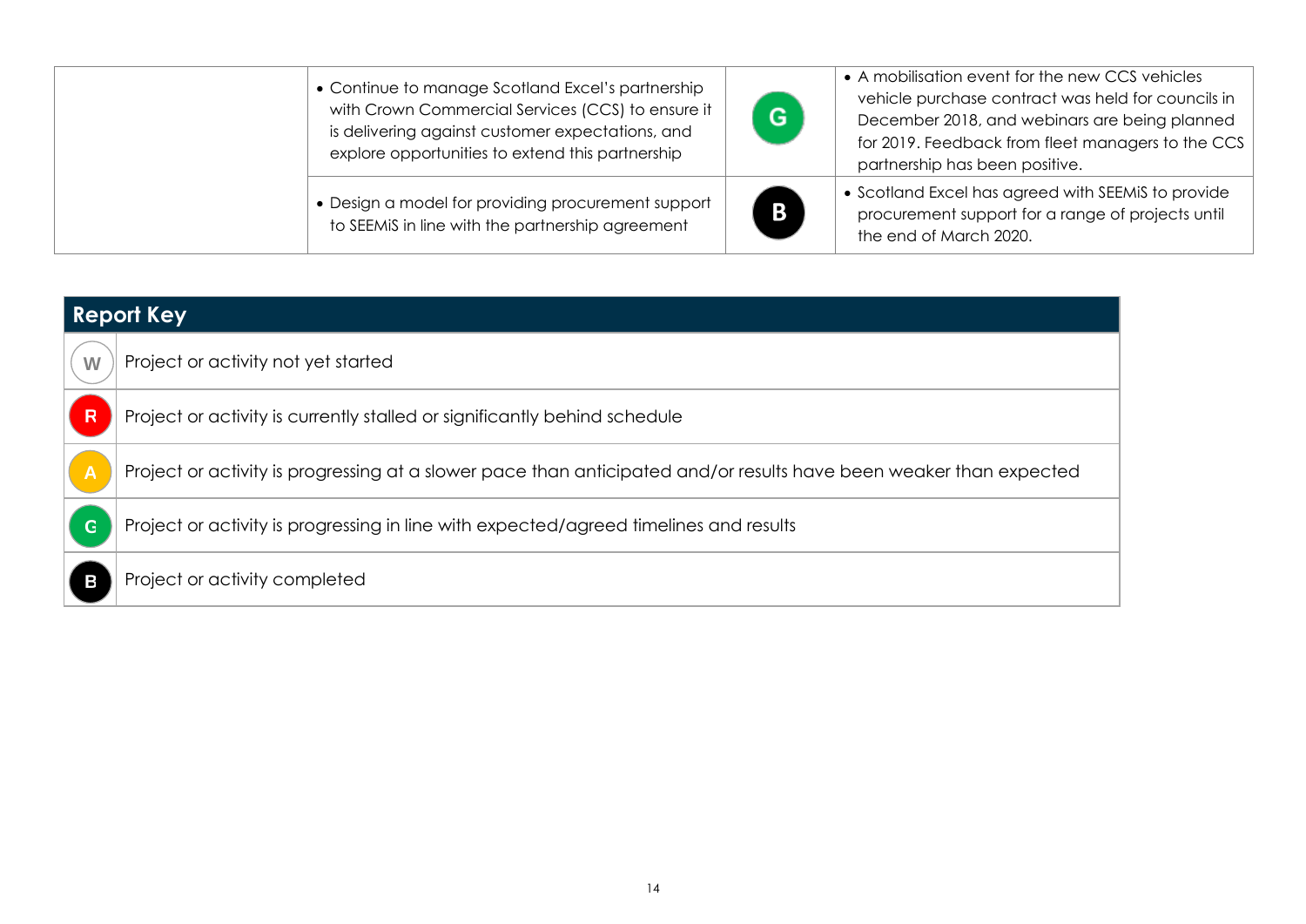|  |  |  |  |
|---|---|---|---|
|  | • Continue to manage Scotland Excel's partnership with Crown Commercial Services (CCS) to ensure it is delivering against customer expectations, and explore opportunities to extend this partnership | G | • A mobilisation event for the new CCS vehicles vehicle purchase contract was held for councils in December 2018, and webinars are being planned for 2019. Feedback from fleet managers to the CCS partnership has been positive. |
|  | • Design a model for providing procurement support to SEEMiS in line with the partnership agreement | B | • Scotland Excel has agreed with SEEMiS to provide procurement support for a range of projects until the end of March 2020. |

| Report Key | |
|---|---|
| W | Project or activity not yet started |
| R | Project or activity is currently stalled or significantly behind schedule |
| A | Project or activity is progressing at a slower pace than anticipated and/or results have been weaker than expected |
| G | Project or activity is progressing in line with expected/agreed timelines and results |
| B | Project or activity completed |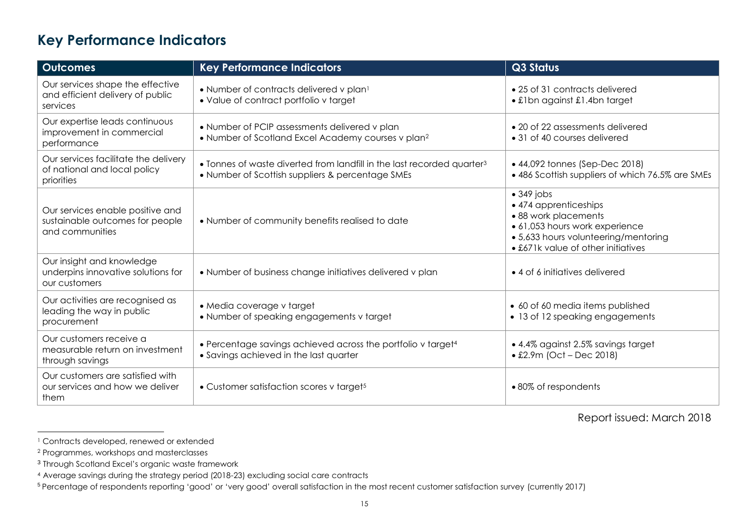## Key Performance Indicators

| Outcomes | Key Performance Indicators | Q3 Status |
|---|---|---|
| Our services shape the effective and efficient delivery of public services | • Number of contracts delivered v plan[1]<br>• Value of contract portfolio v target | • 25 of 31 contracts delivered<br>• £1bn against £1.4bn target |
| Our expertise leads continuous improvement in commercial performance | • Number of PCIP assessments delivered v plan<br>• Number of Scotland Excel Academy courses v plan[2] | • 20 of 22 assessments delivered<br>• 31 of 40 courses delivered |
| Our services facilitate the delivery of national and local policy priorities | • Tonnes of waste diverted from landfill in the last recorded quarter[3]<br>• Number of Scottish suppliers & percentage SMEs | • 44,092 tonnes (Sep-Dec 2018)<br>• 486 Scottish suppliers of which 76.5% are SMEs |
| Our services enable positive and sustainable outcomes for people and communities | • Number of community benefits realised to date | • 349 jobs<br>• 474 apprenticeships<br>• 88 work placements<br>• 61,053 hours work experience<br>• 5,633 hours volunteering/mentoring<br>• £671k value of other initiatives |
| Our insight and knowledge underpins innovative solutions for our customers | • Number of business change initiatives delivered v plan | • 4 of 6 initiatives delivered |
| Our activities are recognised as leading the way in public procurement | • Media coverage v target<br>• Number of speaking engagements v target | • 60 of 60 media items published<br>• 13 of 12 speaking engagements |
| Our customers receive a measurable return on investment through savings | • Percentage savings achieved across the portfolio v target[4]<br>• Savings achieved in the last quarter | • 4.4% against 2.5% savings target<br>• £2.9m (Oct – Dec 2018) |
| Our customers are satisfied with our services and how we deliver them | • Customer satisfaction scores v target[5] | • 80% of respondents |

Report issued: March 2018

[1] Contracts developed, renewed or extended

[2] Programmes, workshops and masterclasses

[3] Through Scotland Excel's organic waste framework

[4] Average savings during the strategy period (2018-23) excluding social care contracts

[5] Percentage of respondents reporting 'good' or 'very good' overall satisfaction in the most recent customer satisfaction survey (currently 2017)